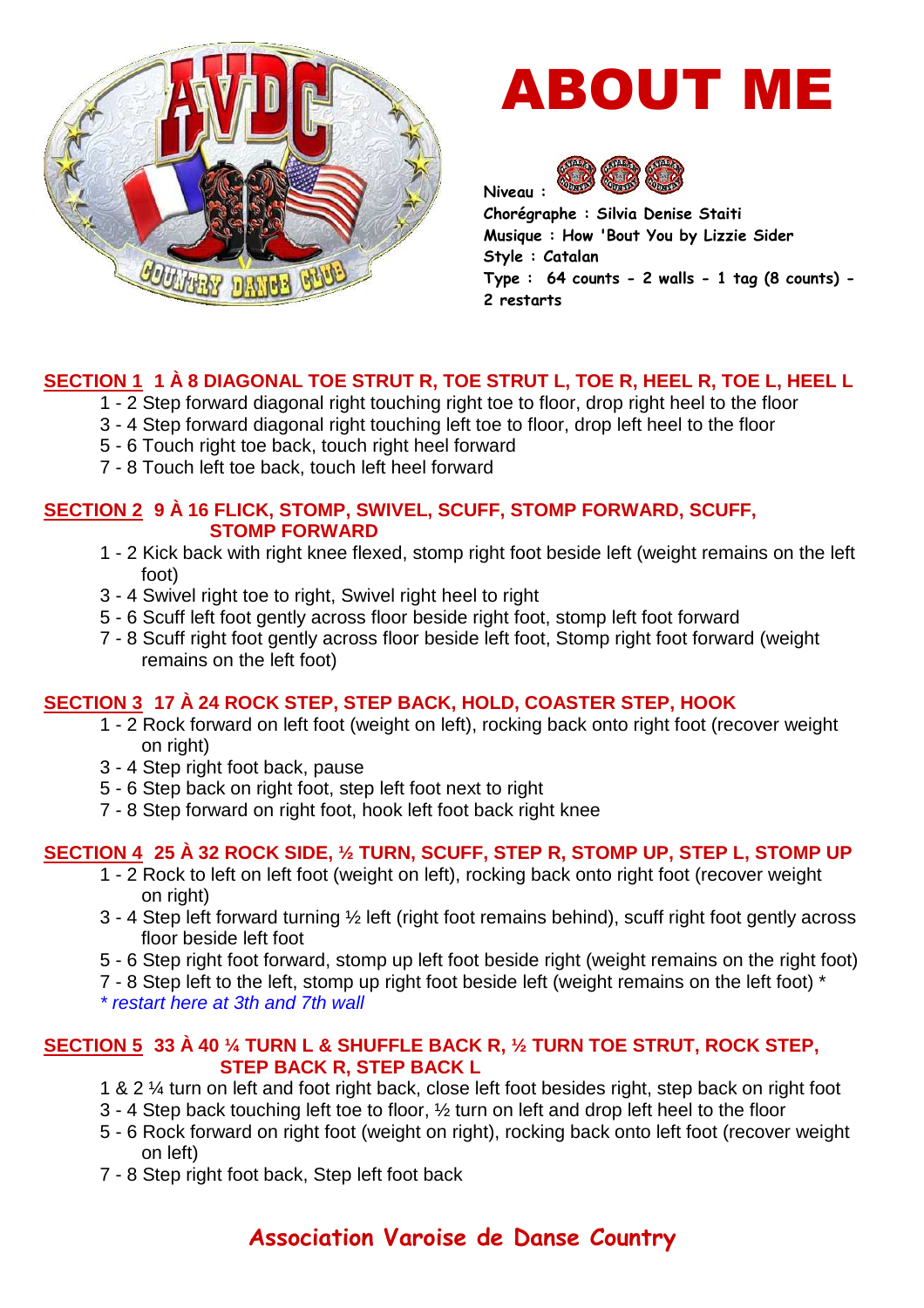# ABOUT ME

**Niveau :**
**Chorégraphe : Silvia Denise Staiti**
**Musique : How 'Bout You by Lizzie Sider**
**Style : Catalan**
**Type : 64 counts - 2 walls - 1 tag (8 counts) - 2 restarts**

### SECTION 1 1 À 8 DIAGONAL TOE STRUT R, TOE STRUT L, TOE R, HEEL R, TOE L, HEEL L

1 - 2 Step forward diagonal right touching right toe to floor, drop right heel to the floor
3 - 4 Step forward diagonal right touching left toe to floor, drop left heel to the floor
5 - 6 Touch right toe back, touch right heel forward
7 - 8 Touch left toe back, touch left heel forward

### SECTION 2 9 À 16 FLICK, STOMP, SWIVEL, SCUFF, STOMP FORWARD, SCUFF, STOMP FORWARD

1 - 2 Kick back with right knee flexed, stomp right foot beside left (weight remains on the left foot)
3 - 4 Swivel right toe to right, Swivel right heel to right
5 - 6 Scuff left foot gently across floor beside right foot, stomp left foot forward
7 - 8 Scuff right foot gently across floor beside left foot, Stomp right foot forward (weight remains on the left foot)

### SECTION 3 17 À 24 ROCK STEP, STEP BACK, HOLD, COASTER STEP, HOOK

1 - 2 Rock forward on left foot (weight on left), rocking back onto right foot (recover weight on right)
3 - 4 Step right foot back, pause
5 - 6 Step back on right foot, step left foot next to right
7 - 8 Step forward on right foot, hook left foot back right knee

### SECTION 4 25 À 32 ROCK SIDE, ½ TURN, SCUFF, STEP R, STOMP UP, STEP L, STOMP UP

1 - 2 Rock to left on left foot (weight on left), rocking back onto right foot (recover weight on right)
3 - 4 Step left forward turning ½ left (right foot remains behind), scuff right foot gently across floor beside left foot
5 - 6 Step right foot forward, stomp up left foot beside right (weight remains on the right foot)
7 - 8 Step left to the left, stomp up right foot beside left (weight remains on the left foot) *
*\* restart here at 3th and 7th wall*

### SECTION 5 33 À 40 ¼ TURN L & SHUFFLE BACK R, ½ TURN TOE STRUT, ROCK STEP, STEP BACK R, STEP BACK L

1 & 2 ¼ turn on left and foot right back, close left foot besides right, step back on right foot
3 - 4 Step back touching left toe to floor, ½ turn on left and drop left heel to the floor
5 - 6 Rock forward on right foot (weight on right), rocking back onto left foot (recover weight on left)
7 - 8 Step right foot back, Step left foot back

**Association Varoise de Danse Country**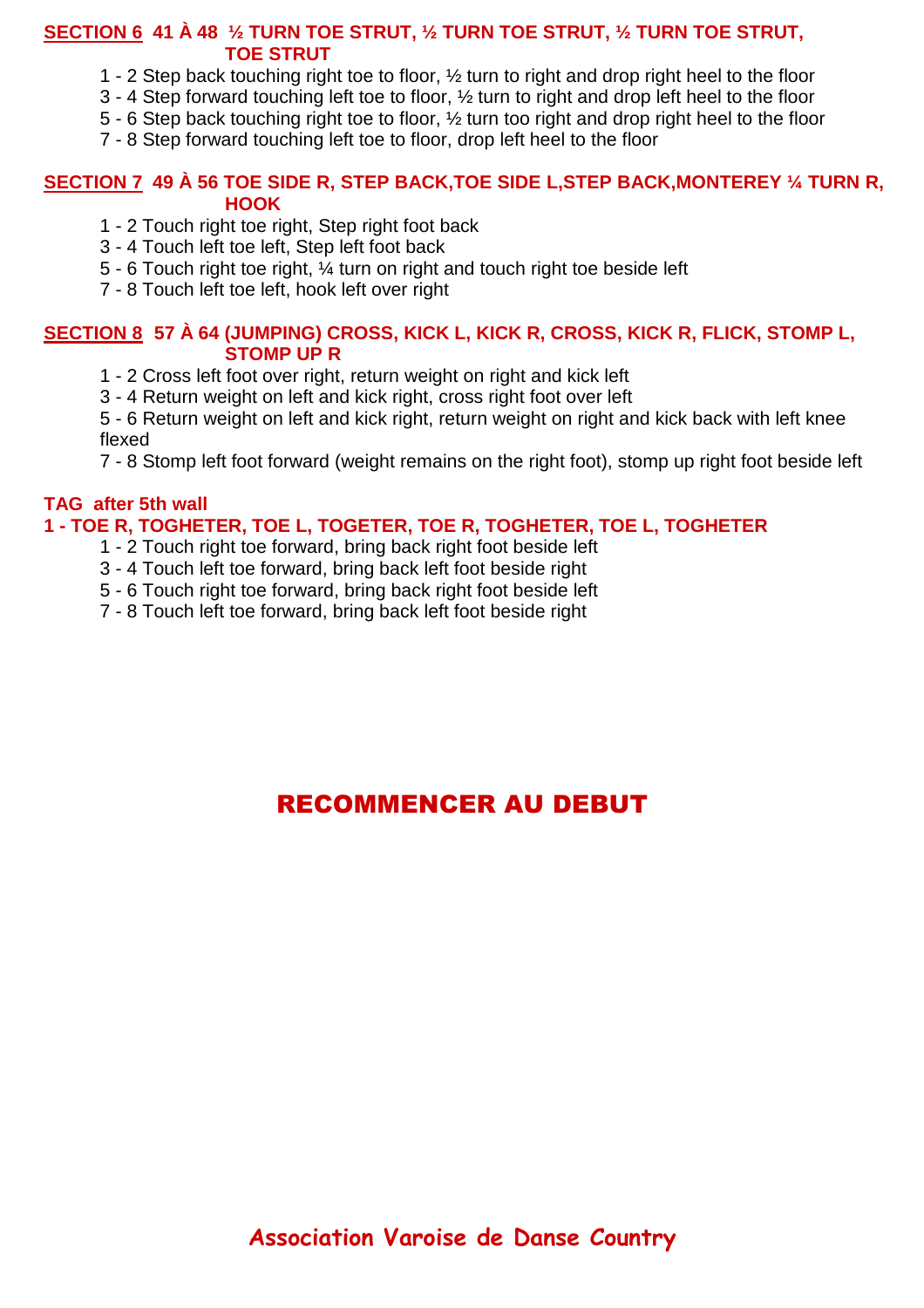**SECTION 6 41 À 48 ½ TURN TOE STRUT, ½ TURN TOE STRUT, ½ TURN TOE STRUT, TOE STRUT**

1 - 2 Step back touching right toe to floor, ½ turn to right and drop right heel to the floor
3 - 4 Step forward touching left toe to floor, ½ turn to right and drop left heel to the floor
5 - 6 Step back touching right toe to floor, ½ turn too right and drop right heel to the floor
7 - 8 Step forward touching left toe to floor, drop left heel to the floor

**SECTION 7 49 À 56 TOE SIDE R, STEP BACK,TOE SIDE L,STEP BACK,MONTEREY ¼ TURN R, HOOK**

1 - 2 Touch right toe right, Step right foot back
3 - 4 Touch left toe left, Step left foot back
5 - 6 Touch right toe right, ¼ turn on right and touch right toe beside left
7 - 8 Touch left toe left, hook left over right

**SECTION 8 57 À 64 (JUMPING) CROSS, KICK L, KICK R, CROSS, KICK R, FLICK, STOMP L, STOMP UP R**

1 - 2 Cross left foot over right, return weight on right and kick left
3 - 4 Return weight on left and kick right, cross right foot over left
5 - 6 Return weight on left and kick right, return weight on right and kick back with left knee flexed
7 - 8 Stomp left foot forward (weight remains on the right foot), stomp up right foot beside left

**TAG after 5th wall**
**1 - TOE R, TOGHETER, TOE L, TOGETER, TOE R, TOGHETER, TOE L, TOGHETER**

1 - 2 Touch right toe forward, bring back right foot beside left
3 - 4 Touch left toe forward, bring back left foot beside right
5 - 6 Touch right toe forward, bring back right foot beside left
7 - 8 Touch left toe forward, bring back left foot beside right

## RECOMMENCER AU DEBUT

**Association Varoise de Danse Country**